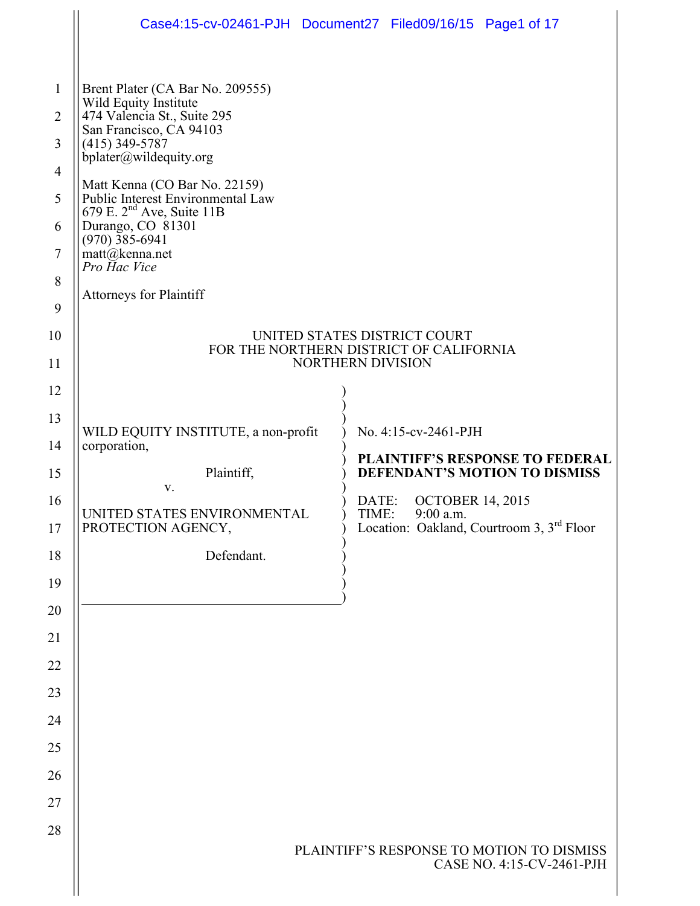Brent Plater (CA Bar No. 209555)
Wild Equity Institute
474 Valencia St., Suite 295
San Francisco, CA 94103
(415) 349-5787
bplater@wildequity.org

Matt Kenna (CO Bar No. 22159)
Public Interest Environmental Law
679 E. 2nd Ave, Suite 11B
Durango, CO 81301
(970) 385-6941
matt@kenna.net
*Pro Hac Vice*

Attorneys for Plaintiff

UNITED STATES DISTRICT COURT
FOR THE NORTHERN DISTRICT OF CALIFORNIA
NORTHERN DIVISION

| | |
|---|---|
| WILD EQUITY INSTITUTE, a non-profit corporation,<br><br>Plaintiff,<br><br>v.<br><br>UNITED STATES ENVIRONMENTAL PROTECTION AGENCY,<br><br>Defendant. | No. 4:15-cv-2461-PJH<br><br>**PLAINTIFF'S RESPONSE TO FEDERAL DEFENDANT'S MOTION TO DISMISS**<br><br>DATE: OCTOBER 14, 2015<br>TIME: 9:00 a.m.<br>Location: Oakland, Courtroom 3, 3rd Floor |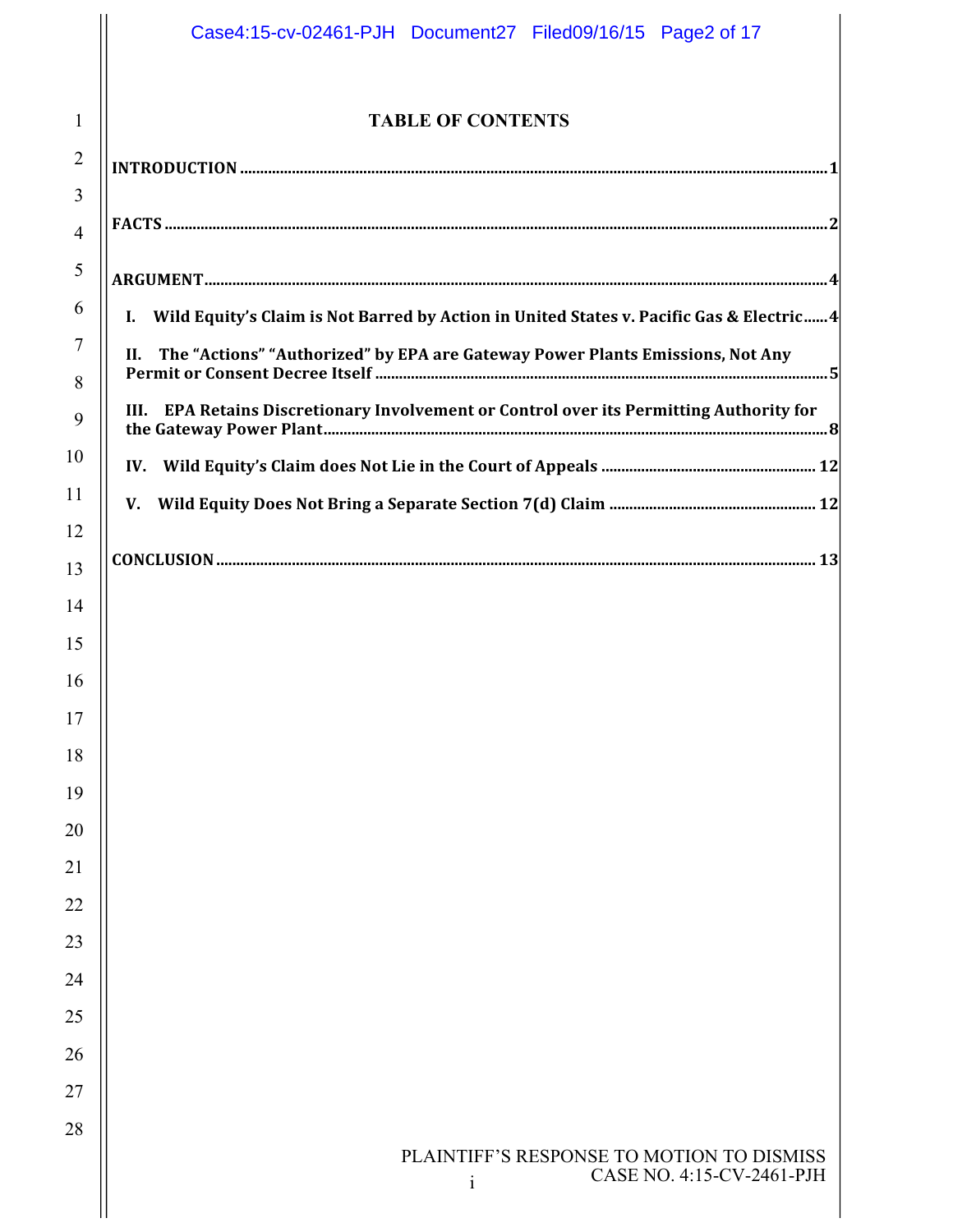# TABLE OF CONTENTS

**INTRODUCTION** ........ 1

**FACTS** ........ 2

**ARGUMENT** ........ 4

- **I. Wild Equity's Claim is Not Barred by Action in United States v. Pacific Gas & Electric** ........ 4
- **II. The "Actions" "Authorized" by EPA are Gateway Power Plants Emissions, Not Any Permit or Consent Decree Itself** ........ 5
- **III. EPA Retains Discretionary Involvement or Control over its Permitting Authority for the Gateway Power Plant** ........ 8
- **IV. Wild Equity's Claim does Not Lie in the Court of Appeals** ........ 12
- **V. Wild Equity Does Not Bring a Separate Section 7(d) Claim** ........ 12

**CONCLUSION** ........ 13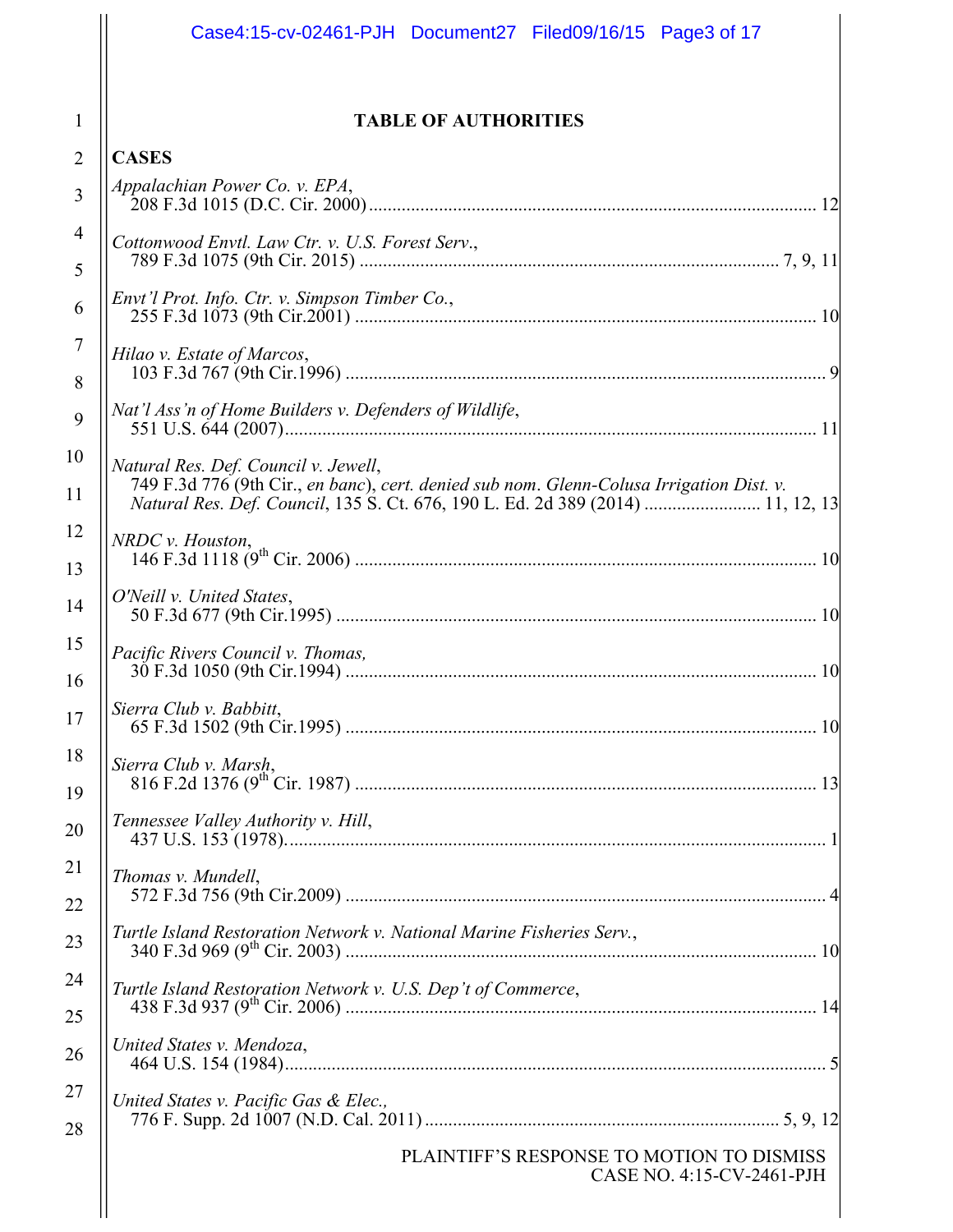# TABLE OF AUTHORITIES

## CASES

*Appalachian Power Co. v. EPA*,
208 F.3d 1015 (D.C. Cir. 2000) ........................................................................................ 12

*Cottonwood Envtl. Law Ctr. v. U.S. Forest Serv.*,
789 F.3d 1075 (9th Cir. 2015) ........................................................................................ 7, 9, 11

*Envt'l Prot. Info. Ctr. v. Simpson Timber Co.*,
255 F.3d 1073 (9th Cir.2001) ........................................................................................ 10

*Hilao v. Estate of Marcos*,
103 F.3d 767 (9th Cir.1996) ........................................................................................ 9

*Nat'l Ass'n of Home Builders v. Defenders of Wildlife*,
551 U.S. 644 (2007) ........................................................................................ 11

*Natural Res. Def. Council v. Jewell*,
749 F.3d 776 (9th Cir., *en banc*), *cert. denied sub nom. Glenn-Colusa Irrigation Dist. v. Natural Res. Def. Council*, 135 S. Ct. 676, 190 L. Ed. 2d 389 (2014) ........................ 11, 12, 13

*NRDC v. Houston*,
146 F.3d 1118 (9th Cir. 2006) ........................................................................................ 10

*O'Neill v. United States*,
50 F.3d 677 (9th Cir.1995) ........................................................................................ 10

*Pacific Rivers Council v. Thomas,*
30 F.3d 1050 (9th Cir.1994) ........................................................................................ 10

*Sierra Club v. Babbitt*,
65 F.3d 1502 (9th Cir.1995) ........................................................................................ 10

*Sierra Club v. Marsh*,
816 F.2d 1376 (9th Cir. 1987) ........................................................................................ 13

*Tennessee Valley Authority v. Hill*,
437 U.S. 153 (1978) ........................................................................................ 1

*Thomas v. Mundell*,
572 F.3d 756 (9th Cir.2009) ........................................................................................ 4

*Turtle Island Restoration Network v. National Marine Fisheries Serv.*,
340 F.3d 969 (9th Cir. 2003) ........................................................................................ 10

*Turtle Island Restoration Network v. U.S. Dep't of Commerce*,
438 F.3d 937 (9th Cir. 2006) ........................................................................................ 14

*United States v. Mendoza*,
464 U.S. 154 (1984) ........................................................................................ 5

*United States v. Pacific Gas & Elec.,*
776 F. Supp. 2d 1007 (N.D. Cal. 2011) ........................................................................................ 5, 9, 12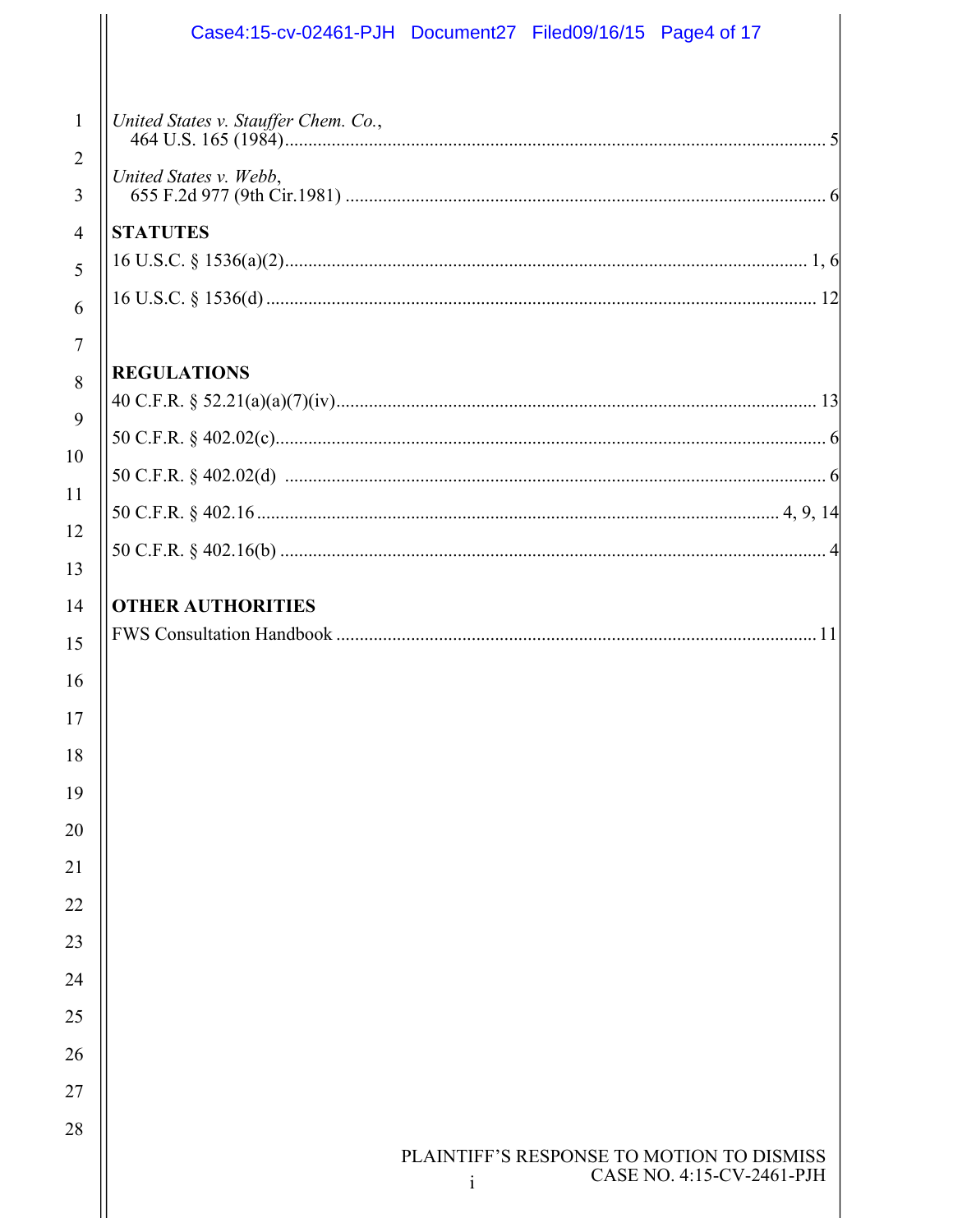*United States v. Stauffer Chem. Co.*,
464 U.S. 165 (1984) .................................................................................................................. 5

*United States v. Webb*,
655 F.2d 977 (9th Cir.1981) ..................................................................................................... 6

**STATUTES**

16 U.S.C. § 1536(a)(2) ............................................................................................................... 1, 6

16 U.S.C. § 1536(d) ..................................................................................................................... 12

**REGULATIONS**

40 C.F.R. § 52.21(a)(a)(7)(iv) ...................................................................................................... 13

50 C.F.R. § 402.02(c) .................................................................................................................... 6

50 C.F.R. § 402.02(d) ................................................................................................................... 6

50 C.F.R. § 402.16 ................................................................................................................ 4, 9, 14

50 C.F.R. § 402.16(b) ................................................................................................................... 4

**OTHER AUTHORITIES**

FWS Consultation Handbook .................................................................................................... 11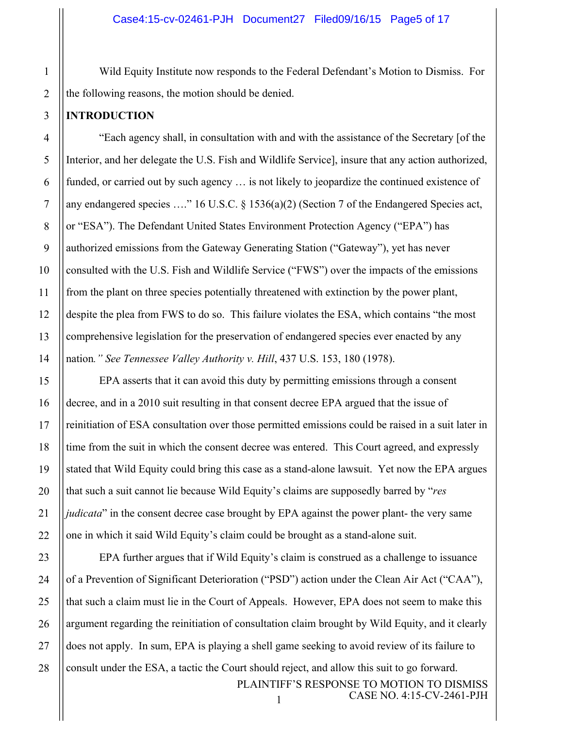Wild Equity Institute now responds to the Federal Defendant's Motion to Dismiss. For the following reasons, the motion should be denied.

**INTRODUCTION**

"Each agency shall, in consultation with and with the assistance of the Secretary [of the Interior, and her delegate the U.S. Fish and Wildlife Service], insure that any action authorized, funded, or carried out by such agency … is not likely to jeopardize the continued existence of any endangered species …." 16 U.S.C. § 1536(a)(2) (Section 7 of the Endangered Species act, or "ESA"). The Defendant United States Environment Protection Agency ("EPA") has authorized emissions from the Gateway Generating Station ("Gateway"), yet has never consulted with the U.S. Fish and Wildlife Service ("FWS") over the impacts of the emissions from the plant on three species potentially threatened with extinction by the power plant, despite the plea from FWS to do so. This failure violates the ESA, which contains "the most comprehensive legislation for the preservation of endangered species ever enacted by any nation*." See Tennessee Valley Authority v. Hill*, 437 U.S. 153, 180 (1978).

EPA asserts that it can avoid this duty by permitting emissions through a consent decree, and in a 2010 suit resulting in that consent decree EPA argued that the issue of reinitiation of ESA consultation over those permitted emissions could be raised in a suit later in time from the suit in which the consent decree was entered. This Court agreed, and expressly stated that Wild Equity could bring this case as a stand-alone lawsuit. Yet now the EPA argues that such a suit cannot lie because Wild Equity's claims are supposedly barred by "*res judicata*" in the consent decree case brought by EPA against the power plant- the very same one in which it said Wild Equity's claim could be brought as a stand-alone suit.

EPA further argues that if Wild Equity's claim is construed as a challenge to issuance of a Prevention of Significant Deterioration ("PSD") action under the Clean Air Act ("CAA"), that such a claim must lie in the Court of Appeals. However, EPA does not seem to make this argument regarding the reinitiation of consultation claim brought by Wild Equity, and it clearly does not apply. In sum, EPA is playing a shell game seeking to avoid review of its failure to consult under the ESA, a tactic the Court should reject, and allow this suit to go forward.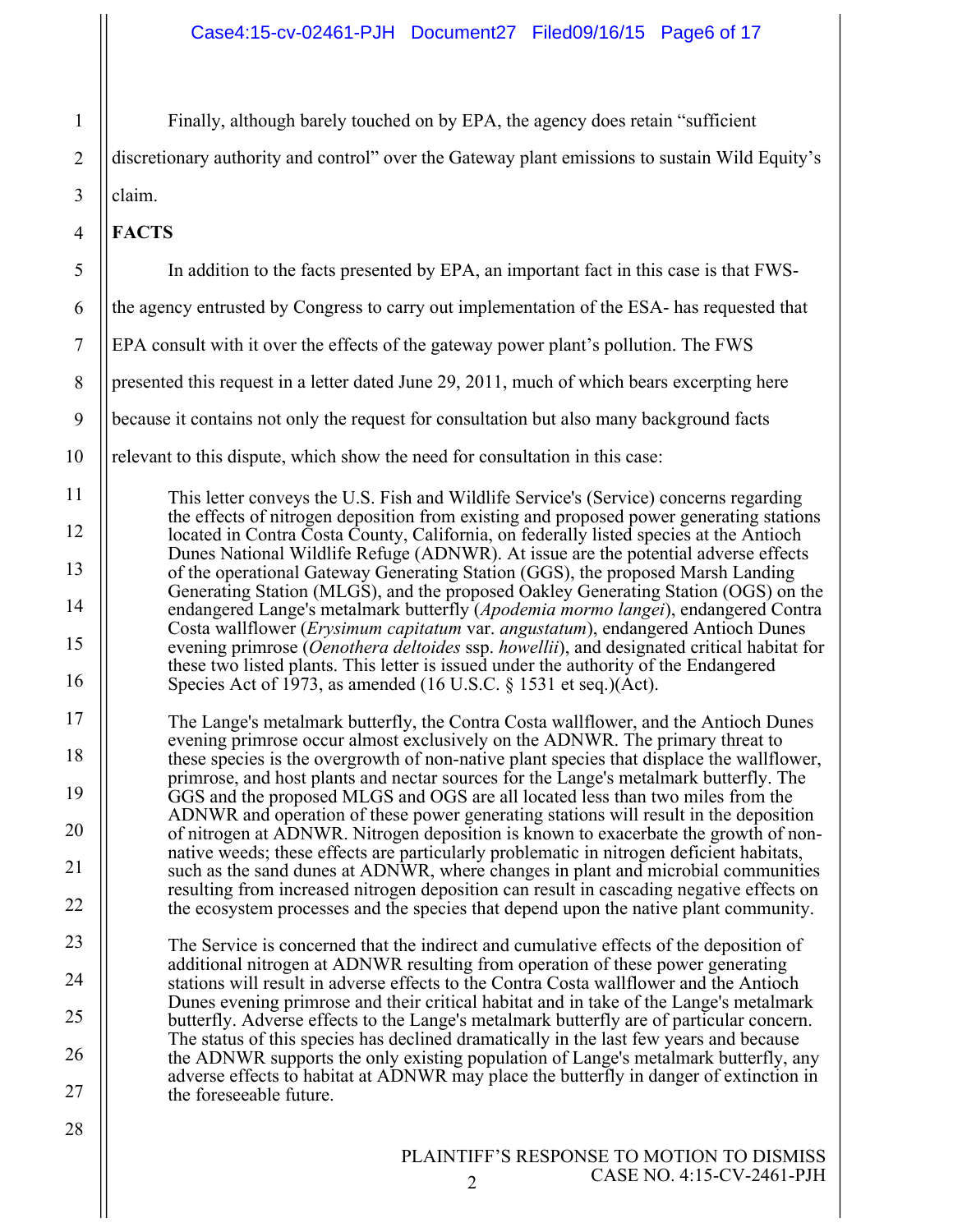Finally, although barely touched on by EPA, the agency does retain "sufficient discretionary authority and control" over the Gateway plant emissions to sustain Wild Equity's claim.

**FACTS**

In addition to the facts presented by EPA, an important fact in this case is that FWS- the agency entrusted by Congress to carry out implementation of the ESA- has requested that EPA consult with it over the effects of the gateway power plant's pollution. The FWS presented this request in a letter dated June 29, 2011, much of which bears excerpting here because it contains not only the request for consultation but also many background facts relevant to this dispute, which show the need for consultation in this case:

> This letter conveys the U.S. Fish and Wildlife Service's (Service) concerns regarding the effects of nitrogen deposition from existing and proposed power generating stations located in Contra Costa County, California, on federally listed species at the Antioch Dunes National Wildlife Refuge (ADNWR). At issue are the potential adverse effects of the operational Gateway Generating Station (GGS), the proposed Marsh Landing Generating Station (MLGS), and the proposed Oakley Generating Station (OGS) on the endangered Lange's metalmark butterfly (*Apodemia mormo langei*), endangered Contra Costa wallflower (*Erysimum capitatum* var. *angustatum*), endangered Antioch Dunes evening primrose (*Oenothera deltoides* ssp. *howellii*), and designated critical habitat for these two listed plants. This letter is issued under the authority of the Endangered Species Act of 1973, as amended (16 U.S.C. § 1531 et seq.)(Act).
>
> The Lange's metalmark butterfly, the Contra Costa wallflower, and the Antioch Dunes evening primrose occur almost exclusively on the ADNWR. The primary threat to these species is the overgrowth of non-native plant species that displace the wallflower, primrose, and host plants and nectar sources for the Lange's metalmark butterfly. The GGS and the proposed MLGS and OGS are all located less than two miles from the ADNWR and operation of these power generating stations will result in the deposition of nitrogen at ADNWR. Nitrogen deposition is known to exacerbate the growth of non-native weeds; these effects are particularly problematic in nitrogen deficient habitats, such as the sand dunes at ADNWR, where changes in plant and microbial communities resulting from increased nitrogen deposition can result in cascading negative effects on the ecosystem processes and the species that depend upon the native plant community.
>
> The Service is concerned that the indirect and cumulative effects of the deposition of additional nitrogen at ADNWR resulting from operation of these power generating stations will result in adverse effects to the Contra Costa wallflower and the Antioch Dunes evening primrose and their critical habitat and in take of the Lange's metalmark butterfly. Adverse effects to the Lange's metalmark butterfly are of particular concern. The status of this species has declined dramatically in the last few years and because the ADNWR supports the only existing population of Lange's metalmark butterfly, any adverse effects to habitat at ADNWR may place the butterfly in danger of extinction in the foreseeable future.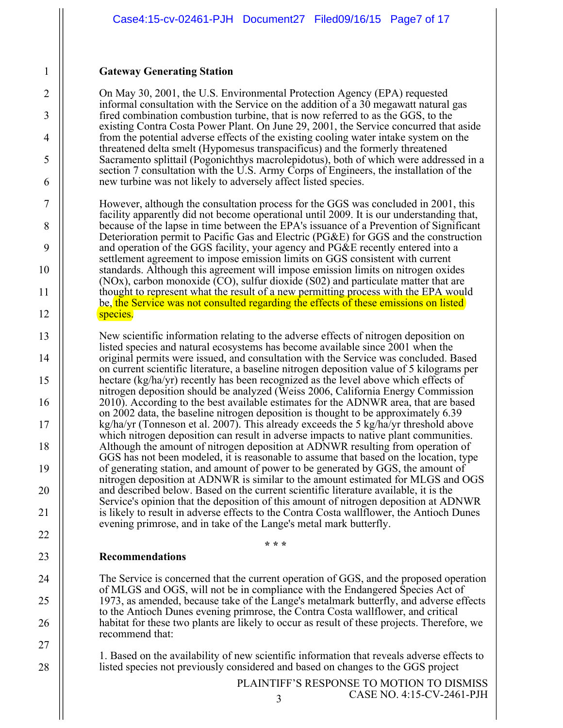**Gateway Generating Station**

On May 30, 2001, the U.S. Environmental Protection Agency (EPA) requested informal consultation with the Service on the addition of a 30 megawatt natural gas fired combination combustion turbine, that is now referred to as the GGS, to the existing Contra Costa Power Plant. On June 29, 2001, the Service concurred that aside from the potential adverse effects of the existing cooling water intake system on the threatened delta smelt (Hypomesus transpacificus) and the formerly threatened Sacramento splittail (Pogonichthys macrolepidotus), both of which were addressed in a section 7 consultation with the U.S. Army Corps of Engineers, the installation of the new turbine was not likely to adversely affect listed species.

However, although the consultation process for the GGS was concluded in 2001, this facility apparently did not become operational until 2009. It is our understanding that, because of the lapse in time between the EPA's issuance of a Prevention of Significant Deterioration permit to Pacific Gas and Electric (PG&E) for GGS and the construction and operation of the GGS facility, your agency and PG&E recently entered into a settlement agreement to impose emission limits on GGS consistent with current standards. Although this agreement will impose emission limits on nitrogen oxides (NOx), carbon monoxide (CO), sulfur dioxide (S02) and particulate matter that are thought to represent what the result of a new permitting process with the EPA would be, the Service was not consulted regarding the effects of these emissions on listed species.

New scientific information relating to the adverse effects of nitrogen deposition on listed species and natural ecosystems has become available since 2001 when the original permits were issued, and consultation with the Service was concluded. Based on current scientific literature, a baseline nitrogen deposition value of 5 kilograms per hectare (kg/ha/yr) recently has been recognized as the level above which effects of nitrogen deposition should be analyzed (Weiss 2006, California Energy Commission 2010). According to the best available estimates for the ADNWR area, that are based on 2002 data, the baseline nitrogen deposition is thought to be approximately 6.39 kg/ha/yr (Tonneson et al. 2007). This already exceeds the 5 kg/ha/yr threshold above which nitrogen deposition can result in adverse impacts to native plant communities. Although the amount of nitrogen deposition at ADNWR resulting from operation of GGS has not been modeled, it is reasonable to assume that based on the location, type of generating station, and amount of power to be generated by GGS, the amount of nitrogen deposition at ADNWR is similar to the amount estimated for MLGS and OGS and described below. Based on the current scientific literature available, it is the Service's opinion that the deposition of this amount of nitrogen deposition at ADNWR is likely to result in adverse effects to the Contra Costa wallflower, the Antioch Dunes evening primrose, and in take of the Lange's metal mark butterfly.

\* \* \*

**Recommendations**

The Service is concerned that the current operation of GGS, and the proposed operation of MLGS and OGS, will not be in compliance with the Endangered Species Act of 1973, as amended, because take of the Lange's metalmark butterfly, and adverse effects to the Antioch Dunes evening primrose, the Contra Costa wallflower, and critical habitat for these two plants are likely to occur as result of these projects. Therefore, we recommend that:

1. Based on the availability of new scientific information that reveals adverse effects to listed species not previously considered and based on changes to the GGS project

PLAINTIFF'S RESPONSE TO MOTION TO DISMISS
CASE NO. 4:15-CV-2461-PJH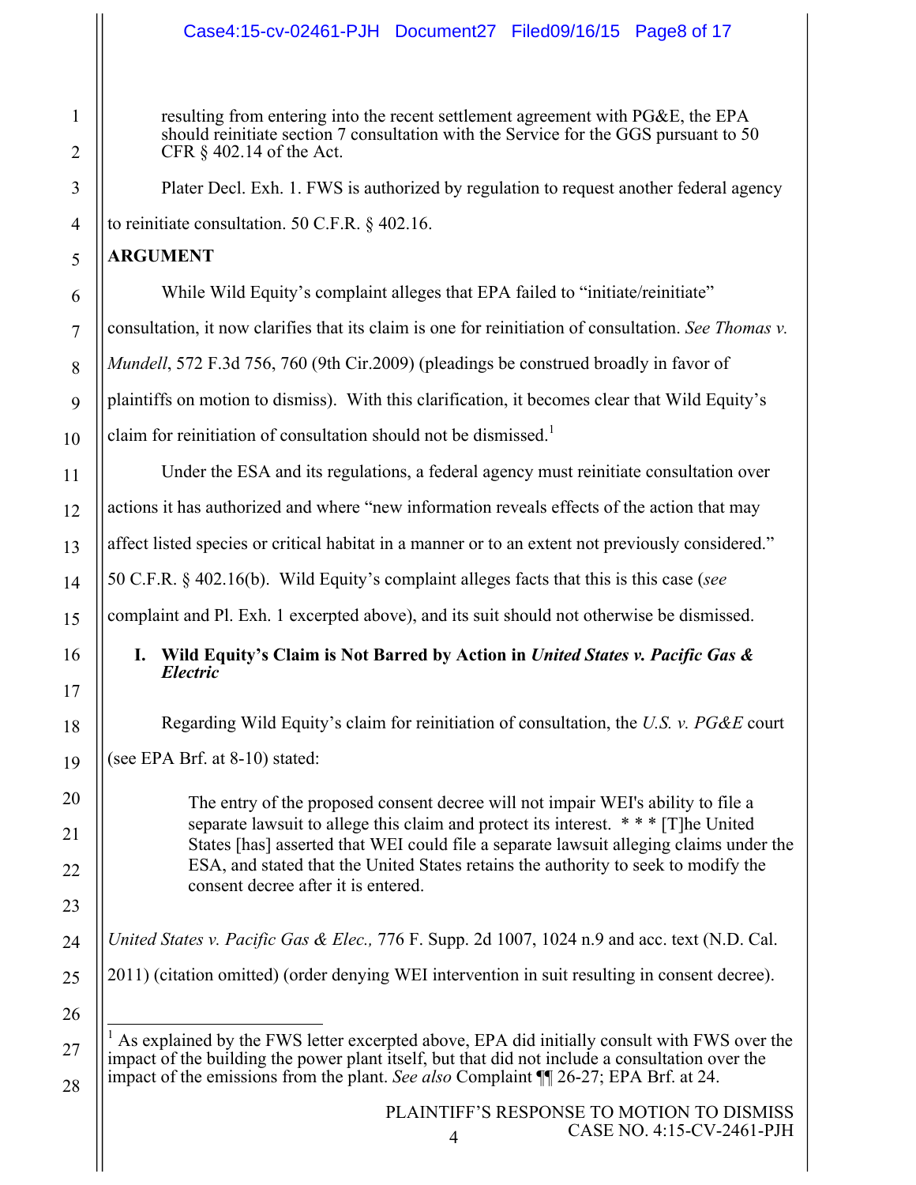> resulting from entering into the recent settlement agreement with PG&E, the EPA should reinitiate section 7 consultation with the Service for the GGS pursuant to 50 CFR § 402.14 of the Act.

Plater Decl. Exh. 1. FWS is authorized by regulation to request another federal agency to reinitiate consultation. 50 C.F.R. § 402.16.

**ARGUMENT**

While Wild Equity's complaint alleges that EPA failed to "initiate/reinitiate" consultation, it now clarifies that its claim is one for reinitiation of consultation. *See Thomas v. Mundell*, 572 F.3d 756, 760 (9th Cir.2009) (pleadings be construed broadly in favor of plaintiffs on motion to dismiss). With this clarification, it becomes clear that Wild Equity's claim for reinitiation of consultation should not be dismissed.[1]

Under the ESA and its regulations, a federal agency must reinitiate consultation over actions it has authorized and where "new information reveals effects of the action that may affect listed species or critical habitat in a manner or to an extent not previously considered." 50 C.F.R. § 402.16(b). Wild Equity's complaint alleges facts that this is this case (*see* complaint and Pl. Exh. 1 excerpted above), and its suit should not otherwise be dismissed.

## I. Wild Equity's Claim is Not Barred by Action in *United States v. Pacific Gas & Electric*

Regarding Wild Equity's claim for reinitiation of consultation, the *U.S. v. PG&E* court (see EPA Brf. at 8-10) stated:

> The entry of the proposed consent decree will not impair WEI's ability to file a separate lawsuit to allege this claim and protect its interest. * * * [T]he United States [has] asserted that WEI could file a separate lawsuit alleging claims under the ESA, and stated that the United States retains the authority to seek to modify the consent decree after it is entered.

*United States v. Pacific Gas & Elec.,* 776 F. Supp. 2d 1007, 1024 n.9 and acc. text (N.D. Cal. 2011) (citation omitted) (order denying WEI intervention in suit resulting in consent decree).

---

[1] As explained by the FWS letter excerpted above, EPA did initially consult with FWS over the impact of the building the power plant itself, but that did not include a consultation over the impact of the emissions from the plant. *See also* Complaint ¶¶ 26-27; EPA Brf. at 24.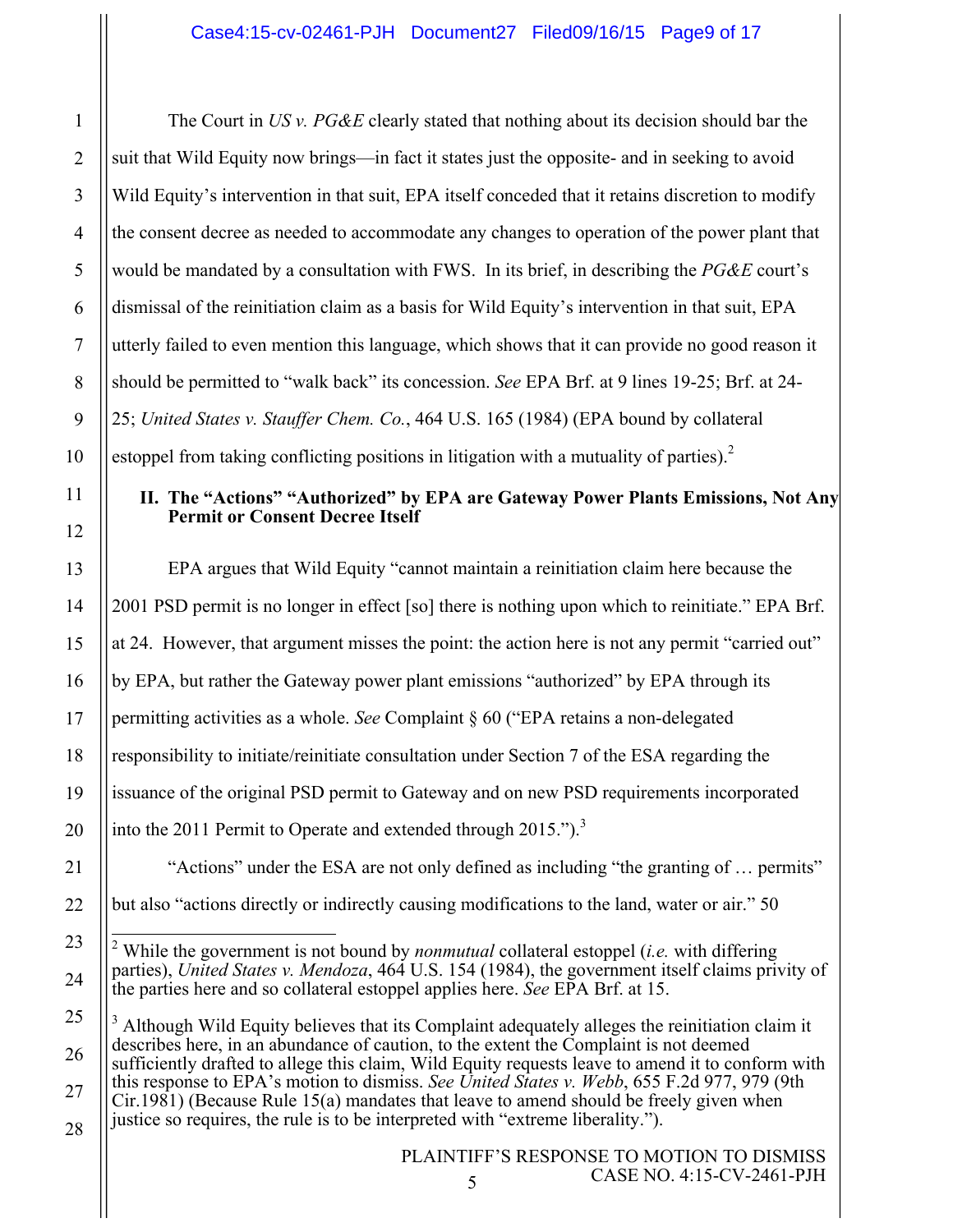The Court in *US v. PG&E* clearly stated that nothing about its decision should bar the suit that Wild Equity now brings—in fact it states just the opposite- and in seeking to avoid Wild Equity's intervention in that suit, EPA itself conceded that it retains discretion to modify the consent decree as needed to accommodate any changes to operation of the power plant that would be mandated by a consultation with FWS. In its brief, in describing the *PG&E* court's dismissal of the reinitiation claim as a basis for Wild Equity's intervention in that suit, EPA utterly failed to even mention this language, which shows that it can provide no good reason it should be permitted to "walk back" its concession. *See* EPA Brf. at 9 lines 19-25; Brf. at 24-25; *United States v. Stauffer Chem. Co.*, 464 U.S. 165 (1984) (EPA bound by collateral estoppel from taking conflicting positions in litigation with a mutuality of parties).[2]

## II. The "Actions" "Authorized" by EPA are Gateway Power Plants Emissions, Not Any Permit or Consent Decree Itself

EPA argues that Wild Equity "cannot maintain a reinitiation claim here because the 2001 PSD permit is no longer in effect [so] there is nothing upon which to reinitiate." EPA Brf. at 24. However, that argument misses the point: the action here is not any permit "carried out" by EPA, but rather the Gateway power plant emissions "authorized" by EPA through its permitting activities as a whole. *See* Complaint § 60 ("EPA retains a non-delegated responsibility to initiate/reinitiate consultation under Section 7 of the ESA regarding the issuance of the original PSD permit to Gateway and on new PSD requirements incorporated into the 2011 Permit to Operate and extended through 2015.").[3]

"Actions" under the ESA are not only defined as including "the granting of … permits" but also "actions directly or indirectly causing modifications to the land, water or air." 50

---

[2] While the government is not bound by *nonmutual* collateral estoppel (*i.e.* with differing parties), *United States v. Mendoza*, 464 U.S. 154 (1984), the government itself claims privity of the parties here and so collateral estoppel applies here. *See* EPA Brf. at 15.

[3] Although Wild Equity believes that its Complaint adequately alleges the reinitiation claim it describes here, in an abundance of caution, to the extent the Complaint is not deemed sufficiently drafted to allege this claim, Wild Equity requests leave to amend it to conform with this response to EPA's motion to dismiss. *See United States v. Webb*, 655 F.2d 977, 979 (9th Cir.1981) (Because Rule 15(a) mandates that leave to amend should be freely given when justice so requires, the rule is to be interpreted with "extreme liberality.").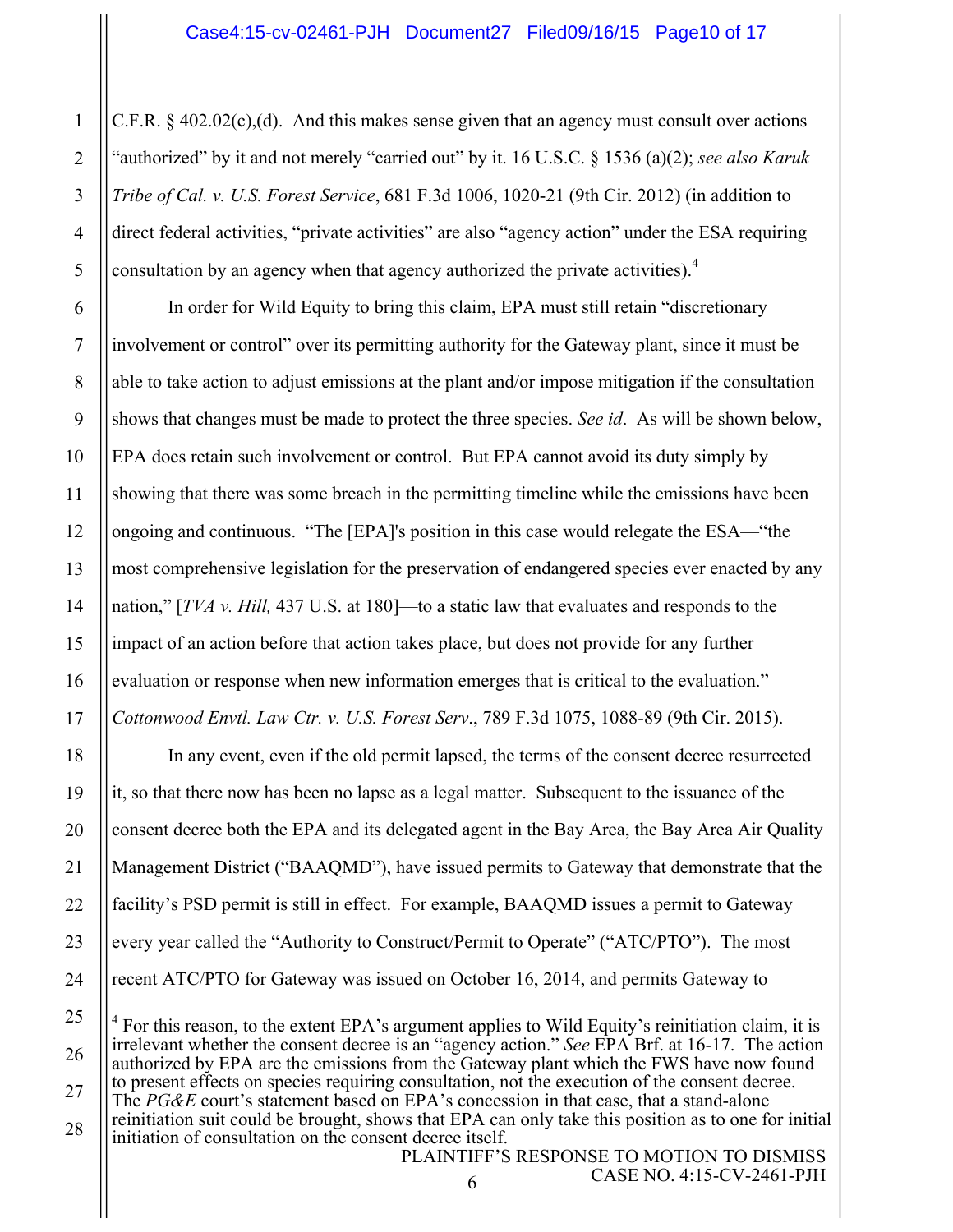C.F.R. § 402.02(c),(d). And this makes sense given that an agency must consult over actions "authorized" by it and not merely "carried out" by it. 16 U.S.C. § 1536 (a)(2); *see also Karuk Tribe of Cal. v. U.S. Forest Service*, 681 F.3d 1006, 1020-21 (9th Cir. 2012) (in addition to direct federal activities, "private activities" are also "agency action" under the ESA requiring consultation by an agency when that agency authorized the private activities).[4]

In order for Wild Equity to bring this claim, EPA must still retain "discretionary involvement or control" over its permitting authority for the Gateway plant, since it must be able to take action to adjust emissions at the plant and/or impose mitigation if the consultation shows that changes must be made to protect the three species. *See id*. As will be shown below, EPA does retain such involvement or control. But EPA cannot avoid its duty simply by showing that there was some breach in the permitting timeline while the emissions have been ongoing and continuous. "The [EPA]'s position in this case would relegate the ESA—"the most comprehensive legislation for the preservation of endangered species ever enacted by any nation," [*TVA v. Hill,* 437 U.S. at 180]—to a static law that evaluates and responds to the impact of an action before that action takes place, but does not provide for any further evaluation or response when new information emerges that is critical to the evaluation." *Cottonwood Envtl. Law Ctr. v. U.S. Forest Serv*., 789 F.3d 1075, 1088-89 (9th Cir. 2015).

In any event, even if the old permit lapsed, the terms of the consent decree resurrected it, so that there now has been no lapse as a legal matter. Subsequent to the issuance of the consent decree both the EPA and its delegated agent in the Bay Area, the Bay Area Air Quality Management District ("BAAQMD"), have issued permits to Gateway that demonstrate that the facility's PSD permit is still in effect. For example, BAAQMD issues a permit to Gateway every year called the "Authority to Construct/Permit to Operate" ("ATC/PTO"). The most recent ATC/PTO for Gateway was issued on October 16, 2014, and permits Gateway to

---

[4] For this reason, to the extent EPA's argument applies to Wild Equity's reinitiation claim, it is irrelevant whether the consent decree is an "agency action." *See* EPA Brf. at 16-17. The action authorized by EPA are the emissions from the Gateway plant which the FWS have now found to present effects on species requiring consultation, not the execution of the consent decree. The *PG&E* court's statement based on EPA's concession in that case, that a stand-alone reinitiation suit could be brought, shows that EPA can only take this position as to one for initial initiation of consultation on the consent decree itself.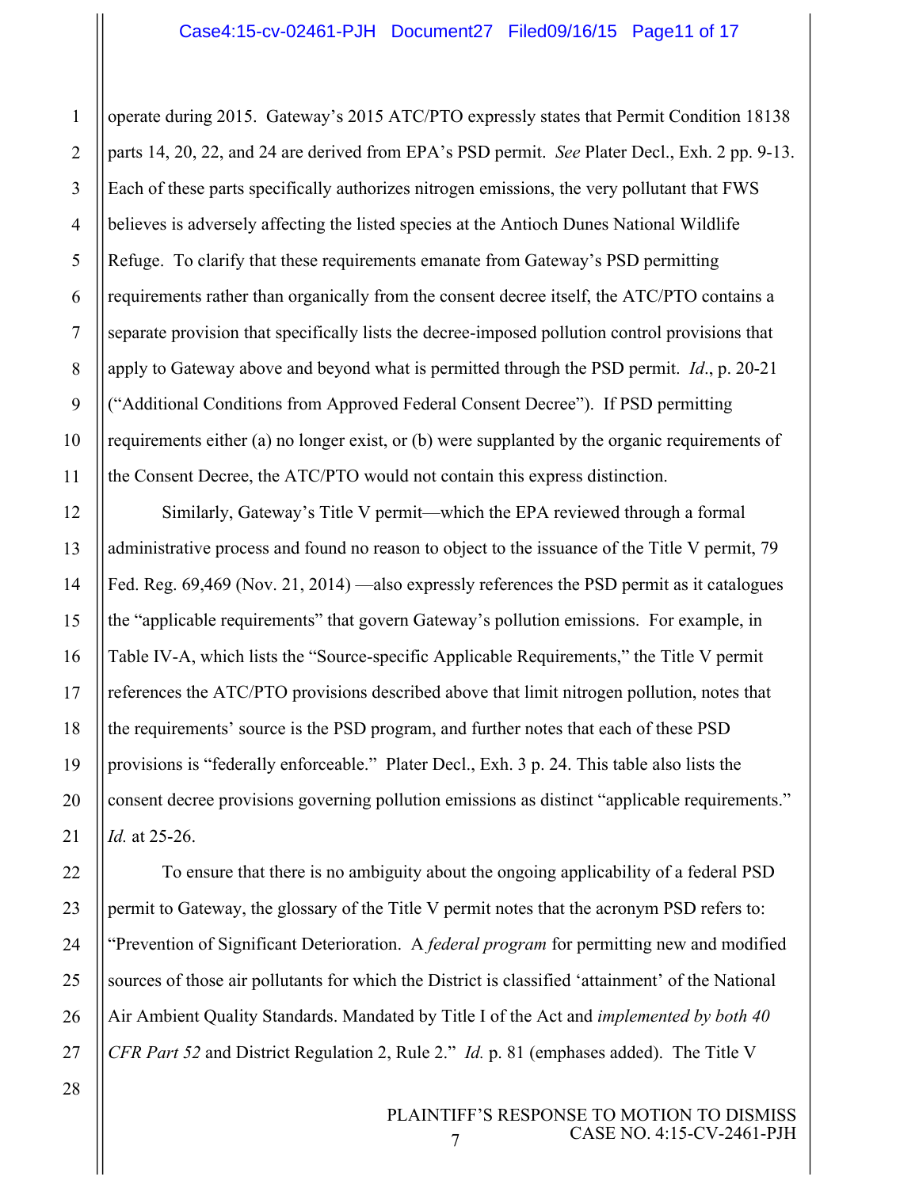operate during 2015. Gateway's 2015 ATC/PTO expressly states that Permit Condition 18138 parts 14, 20, 22, and 24 are derived from EPA's PSD permit. *See* Plater Decl., Exh. 2 pp. 9-13. Each of these parts specifically authorizes nitrogen emissions, the very pollutant that FWS believes is adversely affecting the listed species at the Antioch Dunes National Wildlife Refuge. To clarify that these requirements emanate from Gateway's PSD permitting requirements rather than organically from the consent decree itself, the ATC/PTO contains a separate provision that specifically lists the decree-imposed pollution control provisions that apply to Gateway above and beyond what is permitted through the PSD permit. *Id*., p. 20-21 ("Additional Conditions from Approved Federal Consent Decree"). If PSD permitting requirements either (a) no longer exist, or (b) were supplanted by the organic requirements of the Consent Decree, the ATC/PTO would not contain this express distinction.

Similarly, Gateway's Title V permit—which the EPA reviewed through a formal administrative process and found no reason to object to the issuance of the Title V permit, 79 Fed. Reg. 69,469 (Nov. 21, 2014) —also expressly references the PSD permit as it catalogues the "applicable requirements" that govern Gateway's pollution emissions. For example, in Table IV-A, which lists the "Source-specific Applicable Requirements," the Title V permit references the ATC/PTO provisions described above that limit nitrogen pollution, notes that the requirements' source is the PSD program, and further notes that each of these PSD provisions is "federally enforceable." Plater Decl., Exh. 3 p. 24. This table also lists the consent decree provisions governing pollution emissions as distinct "applicable requirements." *Id.* at 25-26.

To ensure that there is no ambiguity about the ongoing applicability of a federal PSD permit to Gateway, the glossary of the Title V permit notes that the acronym PSD refers to: "Prevention of Significant Deterioration. A *federal program* for permitting new and modified sources of those air pollutants for which the District is classified 'attainment' of the National Air Ambient Quality Standards. Mandated by Title I of the Act and *implemented by both 40 CFR Part 52* and District Regulation 2, Rule 2." *Id.* p. 81 (emphases added). The Title V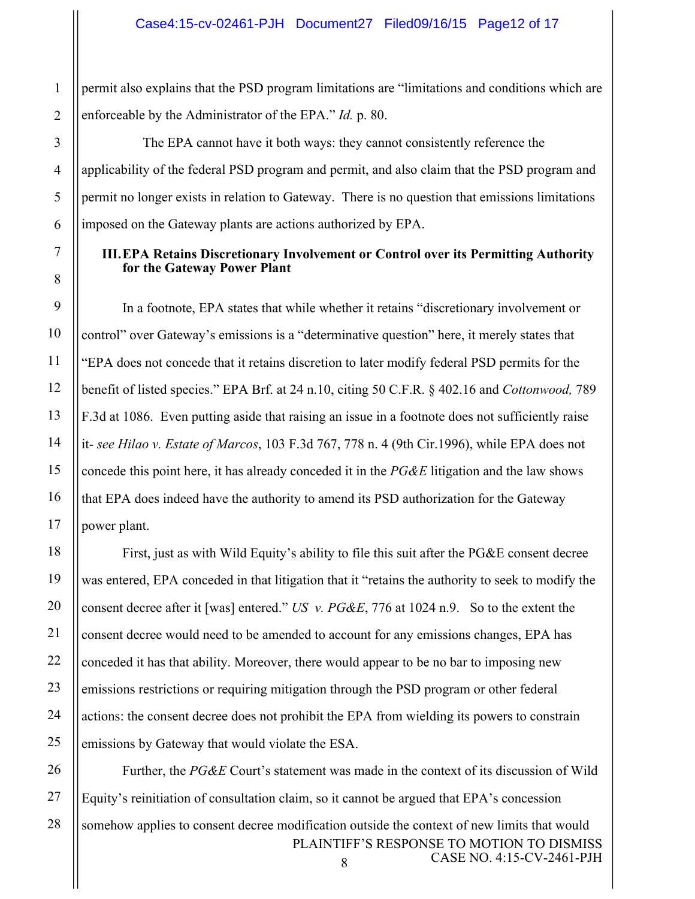permit also explains that the PSD program limitations are "limitations and conditions which are enforceable by the Administrator of the EPA." *Id.* p. 80.

The EPA cannot have it both ways: they cannot consistently reference the applicability of the federal PSD program and permit, and also claim that the PSD program and permit no longer exists in relation to Gateway. There is no question that emissions limitations imposed on the Gateway plants are actions authorized by EPA.

### III. EPA Retains Discretionary Involvement or Control over its Permitting Authority for the Gateway Power Plant

In a footnote, EPA states that while whether it retains "discretionary involvement or control" over Gateway's emissions is a "determinative question" here, it merely states that "EPA does not concede that it retains discretion to later modify federal PSD permits for the benefit of listed species." EPA Brf. at 24 n.10, citing 50 C.F.R. § 402.16 and *Cottonwood,* 789 F.3d at 1086. Even putting aside that raising an issue in a footnote does not sufficiently raise it- *see Hilao v. Estate of Marcos*, 103 F.3d 767, 778 n. 4 (9th Cir.1996), while EPA does not concede this point here, it has already conceded it in the *PG&E* litigation and the law shows that EPA does indeed have the authority to amend its PSD authorization for the Gateway power plant.

First, just as with Wild Equity's ability to file this suit after the PG&E consent decree was entered, EPA conceded in that litigation that it "retains the authority to seek to modify the consent decree after it [was] entered." *US v. PG&E*, 776 at 1024 n.9. So to the extent the consent decree would need to be amended to account for any emissions changes, EPA has conceded it has that ability. Moreover, there would appear to be no bar to imposing new emissions restrictions or requiring mitigation through the PSD program or other federal actions: the consent decree does not prohibit the EPA from wielding its powers to constrain emissions by Gateway that would violate the ESA.

Further, the *PG&E* Court's statement was made in the context of its discussion of Wild Equity's reinitiation of consultation claim, so it cannot be argued that EPA's concession somehow applies to consent decree modification outside the context of new limits that would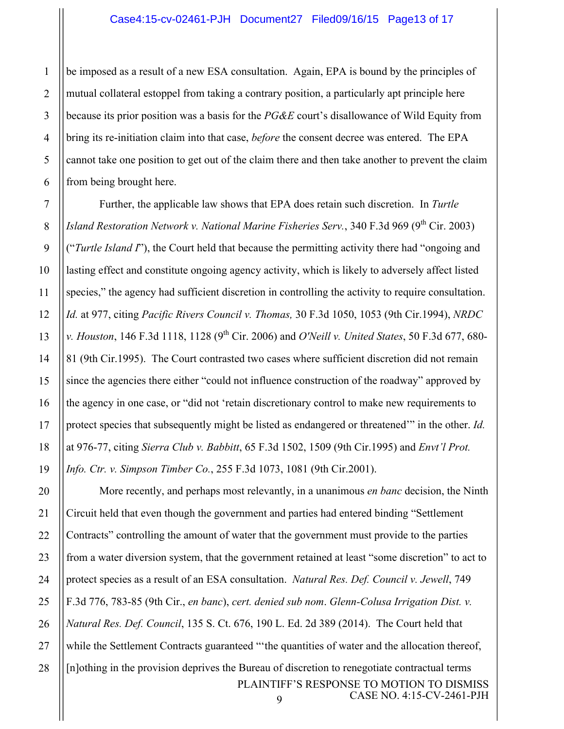be imposed as a result of a new ESA consultation. Again, EPA is bound by the principles of mutual collateral estoppel from taking a contrary position, a particularly apt principle here because its prior position was a basis for the *PG&E* court's disallowance of Wild Equity from bring its re-initiation claim into that case, *before* the consent decree was entered. The EPA cannot take one position to get out of the claim there and then take another to prevent the claim from being brought here.

Further, the applicable law shows that EPA does retain such discretion. In *Turtle Island Restoration Network v. National Marine Fisheries Serv.*, 340 F.3d 969 (9th Cir. 2003) ("*Turtle Island I*"), the Court held that because the permitting activity there had "ongoing and lasting effect and constitute ongoing agency activity, which is likely to adversely affect listed species," the agency had sufficient discretion in controlling the activity to require consultation. *Id.* at 977, citing *Pacific Rivers Council v. Thomas,* 30 F.3d 1050, 1053 (9th Cir.1994), *NRDC v. Houston*, 146 F.3d 1118, 1128 (9th Cir. 2006) and *O'Neill v. United States*, 50 F.3d 677, 680-81 (9th Cir.1995). The Court contrasted two cases where sufficient discretion did not remain since the agencies there either "could not influence construction of the roadway" approved by the agency in one case, or "did not 'retain discretionary control to make new requirements to protect species that subsequently might be listed as endangered or threatened'" in the other. *Id.* at 976-77, citing *Sierra Club v. Babbitt*, 65 F.3d 1502, 1509 (9th Cir.1995) and *Envt'l Prot. Info. Ctr. v. Simpson Timber Co.*, 255 F.3d 1073, 1081 (9th Cir.2001).

More recently, and perhaps most relevantly, in a unanimous *en banc* decision, the Ninth Circuit held that even though the government and parties had entered binding "Settlement Contracts" controlling the amount of water that the government must provide to the parties from a water diversion system, that the government retained at least "some discretion" to act to protect species as a result of an ESA consultation. *Natural Res. Def. Council v. Jewell*, 749 F.3d 776, 783-85 (9th Cir., *en banc*), *cert. denied sub nom*. *Glenn-Colusa Irrigation Dist. v. Natural Res. Def. Council*, 135 S. Ct. 676, 190 L. Ed. 2d 389 (2014). The Court held that while the Settlement Contracts guaranteed "'the quantities of water and the allocation thereof, [n]othing in the provision deprives the Bureau of discretion to renegotiate contractual terms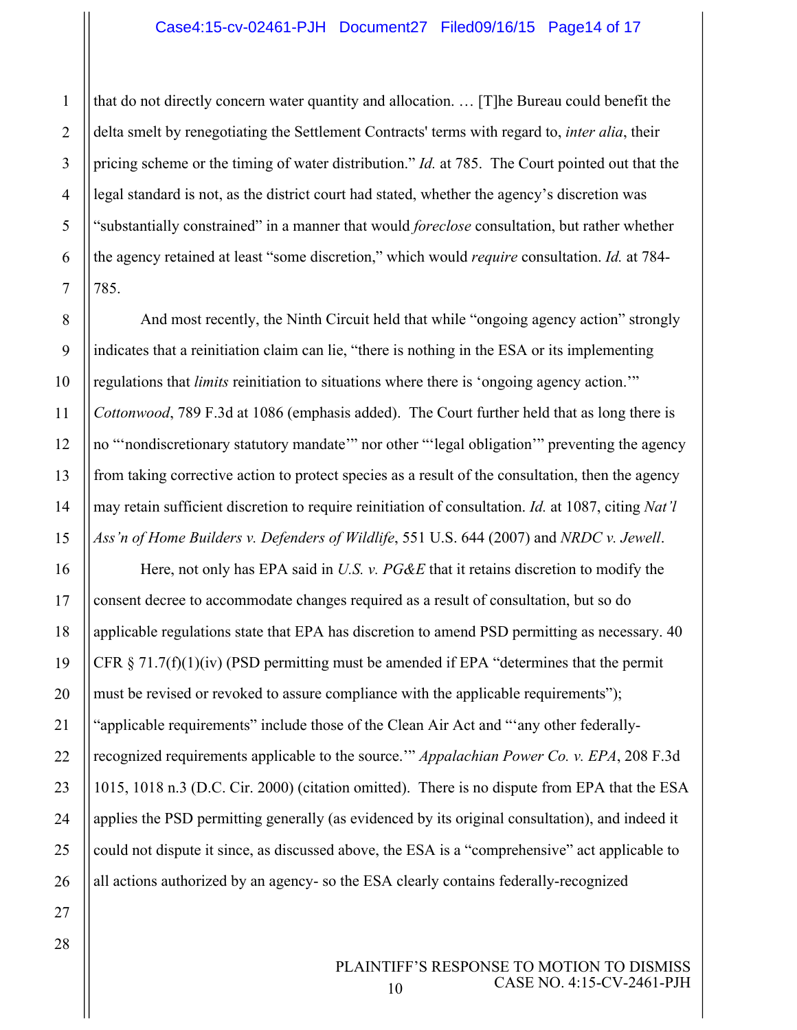that do not directly concern water quantity and allocation. … [T]he Bureau could benefit the delta smelt by renegotiating the Settlement Contracts' terms with regard to, *inter alia*, their pricing scheme or the timing of water distribution." *Id.* at 785. The Court pointed out that the legal standard is not, as the district court had stated, whether the agency's discretion was "substantially constrained" in a manner that would *foreclose* consultation, but rather whether the agency retained at least "some discretion," which would *require* consultation. *Id.* at 784-785.

And most recently, the Ninth Circuit held that while "ongoing agency action" strongly indicates that a reinitiation claim can lie, "there is nothing in the ESA or its implementing regulations that *limits* reinitiation to situations where there is 'ongoing agency action.'" *Cottonwood*, 789 F.3d at 1086 (emphasis added). The Court further held that as long there is no "'nondiscretionary statutory mandate'" nor other "'legal obligation'" preventing the agency from taking corrective action to protect species as a result of the consultation, then the agency may retain sufficient discretion to require reinitiation of consultation. *Id.* at 1087, citing *Nat'l Ass'n of Home Builders v. Defenders of Wildlife*, 551 U.S. 644 (2007) and *NRDC v. Jewell*.

Here, not only has EPA said in *U.S. v. PG&E* that it retains discretion to modify the consent decree to accommodate changes required as a result of consultation, but so do applicable regulations state that EPA has discretion to amend PSD permitting as necessary. 40 CFR § 71.7(f)(1)(iv) (PSD permitting must be amended if EPA "determines that the permit must be revised or revoked to assure compliance with the applicable requirements"); "applicable requirements" include those of the Clean Air Act and "'any other federally-recognized requirements applicable to the source.'" *Appalachian Power Co. v. EPA*, 208 F.3d 1015, 1018 n.3 (D.C. Cir. 2000) (citation omitted). There is no dispute from EPA that the ESA applies the PSD permitting generally (as evidenced by its original consultation), and indeed it could not dispute it since, as discussed above, the ESA is a "comprehensive" act applicable to all actions authorized by an agency- so the ESA clearly contains federally-recognized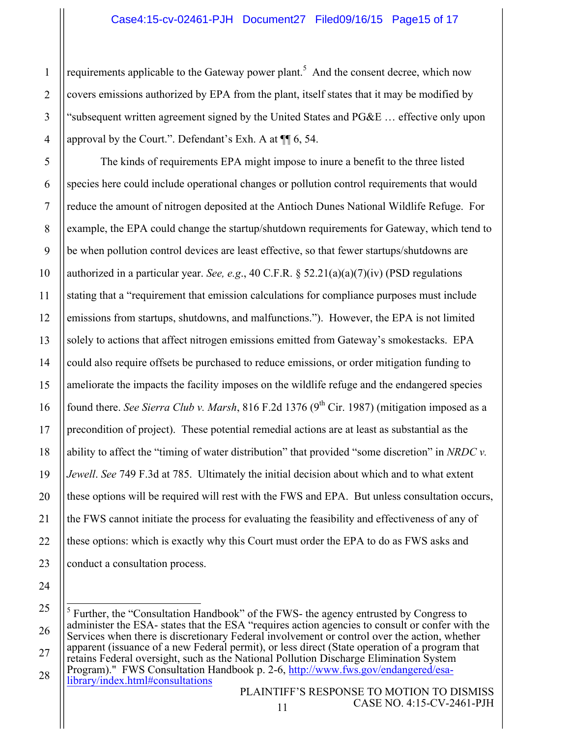requirements applicable to the Gateway power plant.[5] And the consent decree, which now covers emissions authorized by EPA from the plant, itself states that it may be modified by "subsequent written agreement signed by the United States and PG&E … effective only upon approval by the Court.". Defendant's Exh. A at ¶¶ 6, 54.

The kinds of requirements EPA might impose to inure a benefit to the three listed species here could include operational changes or pollution control requirements that would reduce the amount of nitrogen deposited at the Antioch Dunes National Wildlife Refuge. For example, the EPA could change the startup/shutdown requirements for Gateway, which tend to be when pollution control devices are least effective, so that fewer startups/shutdowns are authorized in a particular year. *See, e.g.*, 40 C.F.R. § 52.21(a)(a)(7)(iv) (PSD regulations stating that a "requirement that emission calculations for compliance purposes must include emissions from startups, shutdowns, and malfunctions."). However, the EPA is not limited solely to actions that affect nitrogen emissions emitted from Gateway's smokestacks. EPA could also require offsets be purchased to reduce emissions, or order mitigation funding to ameliorate the impacts the facility imposes on the wildlife refuge and the endangered species found there. *See Sierra Club v. Marsh*, 816 F.2d 1376 (9th Cir. 1987) (mitigation imposed as a precondition of project). These potential remedial actions are at least as substantial as the ability to affect the "timing of water distribution" that provided "some discretion" in *NRDC v. Jewell*. *See* 749 F.3d at 785. Ultimately the initial decision about which and to what extent these options will be required will rest with the FWS and EPA. But unless consultation occurs, the FWS cannot initiate the process for evaluating the feasibility and effectiveness of any of these options: which is exactly why this Court must order the EPA to do as FWS asks and conduct a consultation process.

---

[5] Further, the "Consultation Handbook" of the FWS- the agency entrusted by Congress to administer the ESA- states that the ESA "requires action agencies to consult or confer with the Services when there is discretionary Federal involvement or control over the action, whether apparent (issuance of a new Federal permit), or less direct (State operation of a program that retains Federal oversight, such as the National Pollution Discharge Elimination System Program)." FWS Consultation Handbook p. 2-6, http://www.fws.gov/endangered/esa-library/index.html#consultations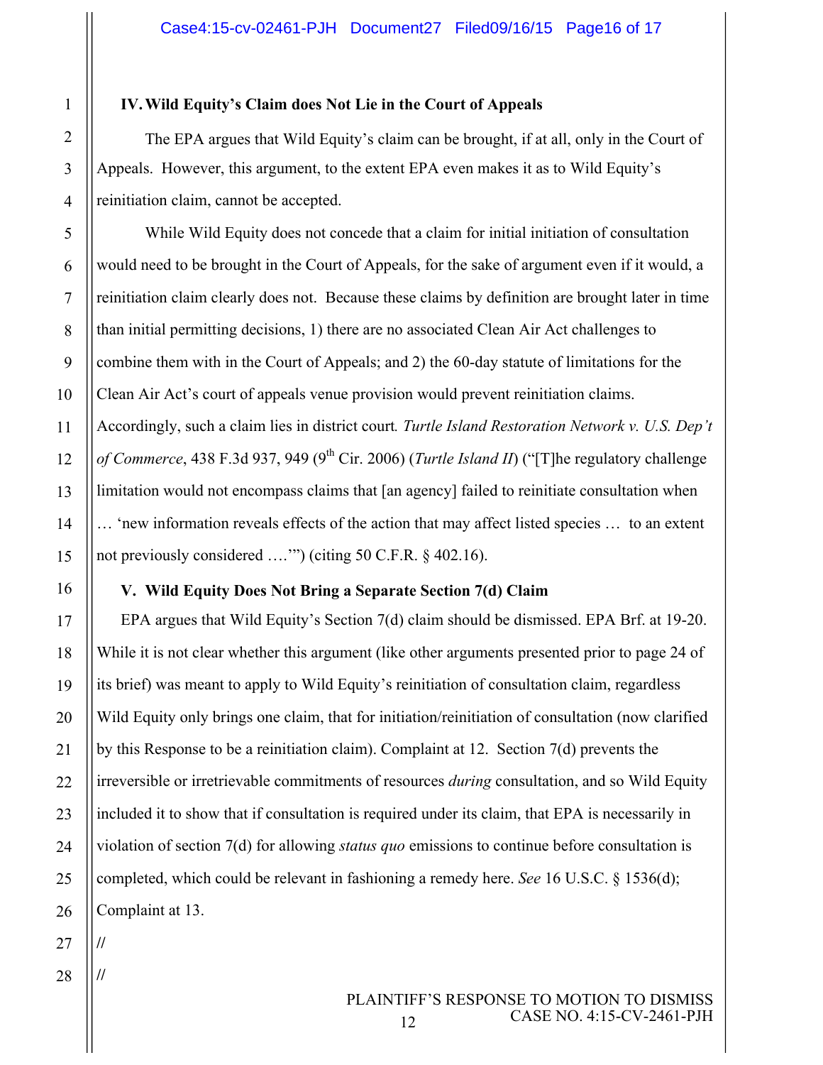### IV. Wild Equity's Claim does Not Lie in the Court of Appeals

The EPA argues that Wild Equity's claim can be brought, if at all, only in the Court of Appeals. However, this argument, to the extent EPA even makes it as to Wild Equity's reinitiation claim, cannot be accepted.

While Wild Equity does not concede that a claim for initial initiation of consultation would need to be brought in the Court of Appeals, for the sake of argument even if it would, a reinitiation claim clearly does not. Because these claims by definition are brought later in time than initial permitting decisions, 1) there are no associated Clean Air Act challenges to combine them with in the Court of Appeals; and 2) the 60-day statute of limitations for the Clean Air Act's court of appeals venue provision would prevent reinitiation claims. Accordingly, such a claim lies in district court. *Turtle Island Restoration Network v. U.S. Dep't of Commerce*, 438 F.3d 937, 949 (9th Cir. 2006) (*Turtle Island II*) ("[T]he regulatory challenge limitation would not encompass claims that [an agency] failed to reinitiate consultation when … 'new information reveals effects of the action that may affect listed species … to an extent not previously considered ….'") (citing 50 C.F.R. § 402.16).

### V. Wild Equity Does Not Bring a Separate Section 7(d) Claim

EPA argues that Wild Equity's Section 7(d) claim should be dismissed. EPA Brf. at 19-20. While it is not clear whether this argument (like other arguments presented prior to page 24 of its brief) was meant to apply to Wild Equity's reinitiation of consultation claim, regardless Wild Equity only brings one claim, that for initiation/reinitiation of consultation (now clarified by this Response to be a reinitiation claim). Complaint at 12. Section 7(d) prevents the irreversible or irretrievable commitments of resources *during* consultation, and so Wild Equity included it to show that if consultation is required under its claim, that EPA is necessarily in violation of section 7(d) for allowing *status quo* emissions to continue before consultation is completed, which could be relevant in fashioning a remedy here. *See* 16 U.S.C. § 1536(d); Complaint at 13.

//

//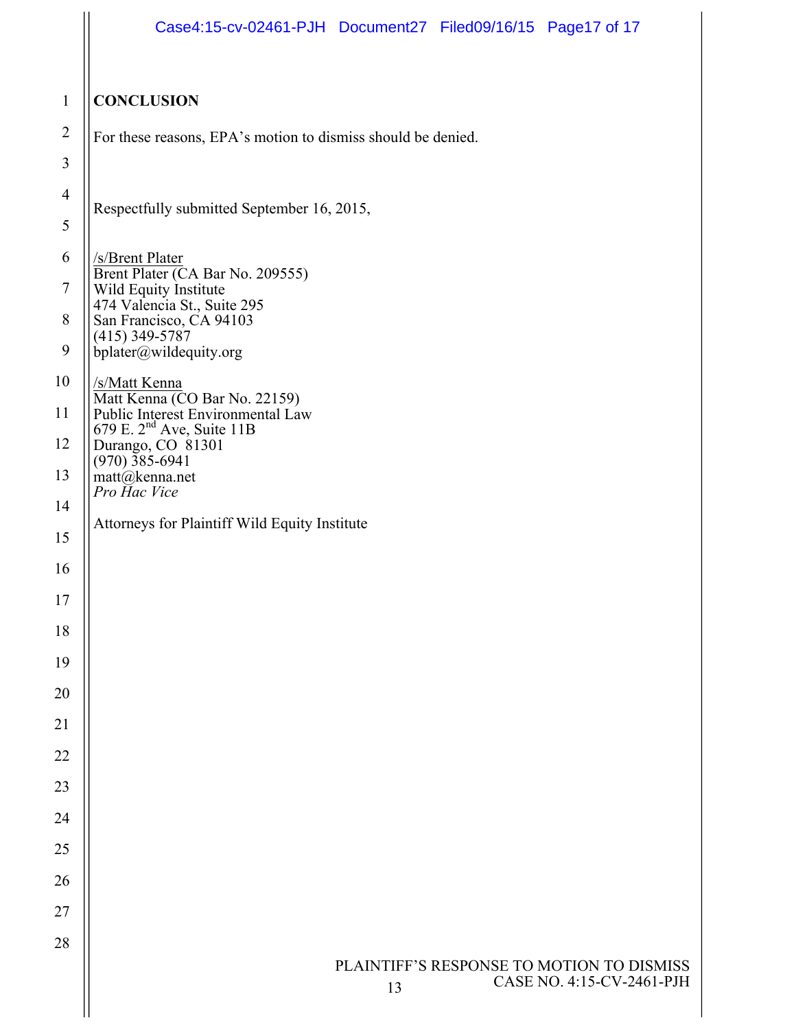## CONCLUSION

For these reasons, EPA's motion to dismiss should be denied.

Respectfully submitted September 16, 2015,

/s/Brent Plater
Brent Plater (CA Bar No. 209555)
Wild Equity Institute
474 Valencia St., Suite 295
San Francisco, CA 94103
(415) 349-5787
bplater@wildequity.org

/s/Matt Kenna
Matt Kenna (CO Bar No. 22159)
Public Interest Environmental Law
679 E. 2nd Ave, Suite 11B
Durango, CO 81301
(970) 385-6941
matt@kenna.net
*Pro Hac Vice*

Attorneys for Plaintiff Wild Equity Institute